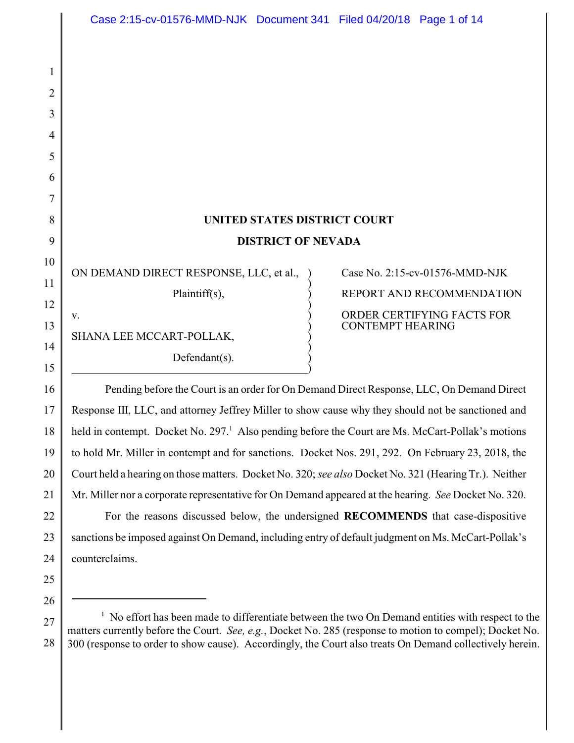**UNITED STATES DISTRICT COURT**

**DISTRICT OF NEVADA**

| | |
|---|---|
| ON DEMAND DIRECT RESPONSE, LLC, et al., Plaintiff(s), v. SHANA LEE MCCART-POLLAK, Defendant(s). | Case No. 2:15-cv-01576-MMD-NJK<br><br>REPORT AND RECOMMENDATION<br><br>ORDER CERTIFYING FACTS FOR CONTEMPT HEARING |

Pending before the Court is an order for On Demand Direct Response, LLC, On Demand Direct Response III, LLC, and attorney Jeffrey Miller to show cause why they should not be sanctioned and held in contempt. Docket No. 297.[1] Also pending before the Court are Ms. McCart-Pollak's motions to hold Mr. Miller in contempt and for sanctions. Docket Nos. 291, 292. On February 23, 2018, the Court held a hearing on those matters. Docket No. 320; *see also* Docket No. 321 (Hearing Tr.). Neither Mr. Miller nor a corporate representative for On Demand appeared at the hearing. *See* Docket No. 320.

For the reasons discussed below, the undersigned **RECOMMENDS** that case-dispositive sanctions be imposed against On Demand, including entry of default judgment on Ms. McCart-Pollak's counterclaims.

---

[1] No effort has been made to differentiate between the two On Demand entities with respect to the matters currently before the Court. *See, e.g.*, Docket No. 285 (response to motion to compel); Docket No. 300 (response to order to show cause). Accordingly, the Court also treats On Demand collectively herein.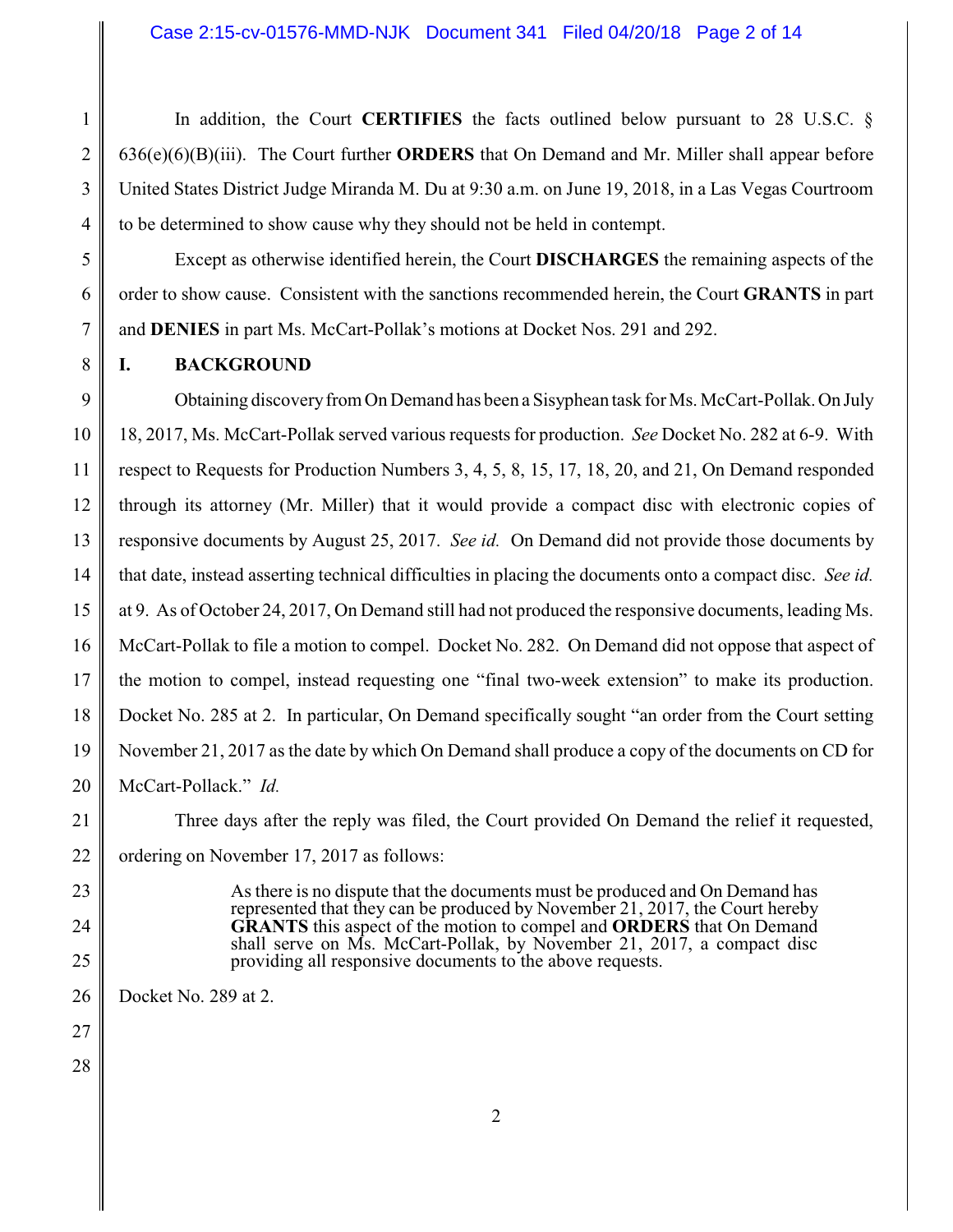In addition, the Court **CERTIFIES** the facts outlined below pursuant to 28 U.S.C. § 636(e)(6)(B)(iii). The Court further **ORDERS** that On Demand and Mr. Miller shall appear before United States District Judge Miranda M. Du at 9:30 a.m. on June 19, 2018, in a Las Vegas Courtroom to be determined to show cause why they should not be held in contempt.

Except as otherwise identified herein, the Court **DISCHARGES** the remaining aspects of the order to show cause. Consistent with the sanctions recommended herein, the Court **GRANTS** in part and **DENIES** in part Ms. McCart-Pollak's motions at Docket Nos. 291 and 292.

## I. BACKGROUND

Obtaining discovery from On Demand has been a Sisyphean task for Ms. McCart-Pollak. On July 18, 2017, Ms. McCart-Pollak served various requests for production. *See* Docket No. 282 at 6-9. With respect to Requests for Production Numbers 3, 4, 5, 8, 15, 17, 18, 20, and 21, On Demand responded through its attorney (Mr. Miller) that it would provide a compact disc with electronic copies of responsive documents by August 25, 2017. *See id.* On Demand did not provide those documents by that date, instead asserting technical difficulties in placing the documents onto a compact disc. *See id.* at 9. As of October 24, 2017, On Demand still had not produced the responsive documents, leading Ms. McCart-Pollak to file a motion to compel. Docket No. 282. On Demand did not oppose that aspect of the motion to compel, instead requesting one "final two-week extension" to make its production. Docket No. 285 at 2. In particular, On Demand specifically sought "an order from the Court setting November 21, 2017 as the date by which On Demand shall produce a copy of the documents on CD for McCart-Pollack." *Id.*

Three days after the reply was filed, the Court provided On Demand the relief it requested, ordering on November 17, 2017 as follows:

> As there is no dispute that the documents must be produced and On Demand has represented that they can be produced by November 21, 2017, the Court hereby **GRANTS** this aspect of the motion to compel and **ORDERS** that On Demand shall serve on Ms. McCart-Pollak, by November 21, 2017, a compact disc providing all responsive documents to the above requests.

Docket No. 289 at 2.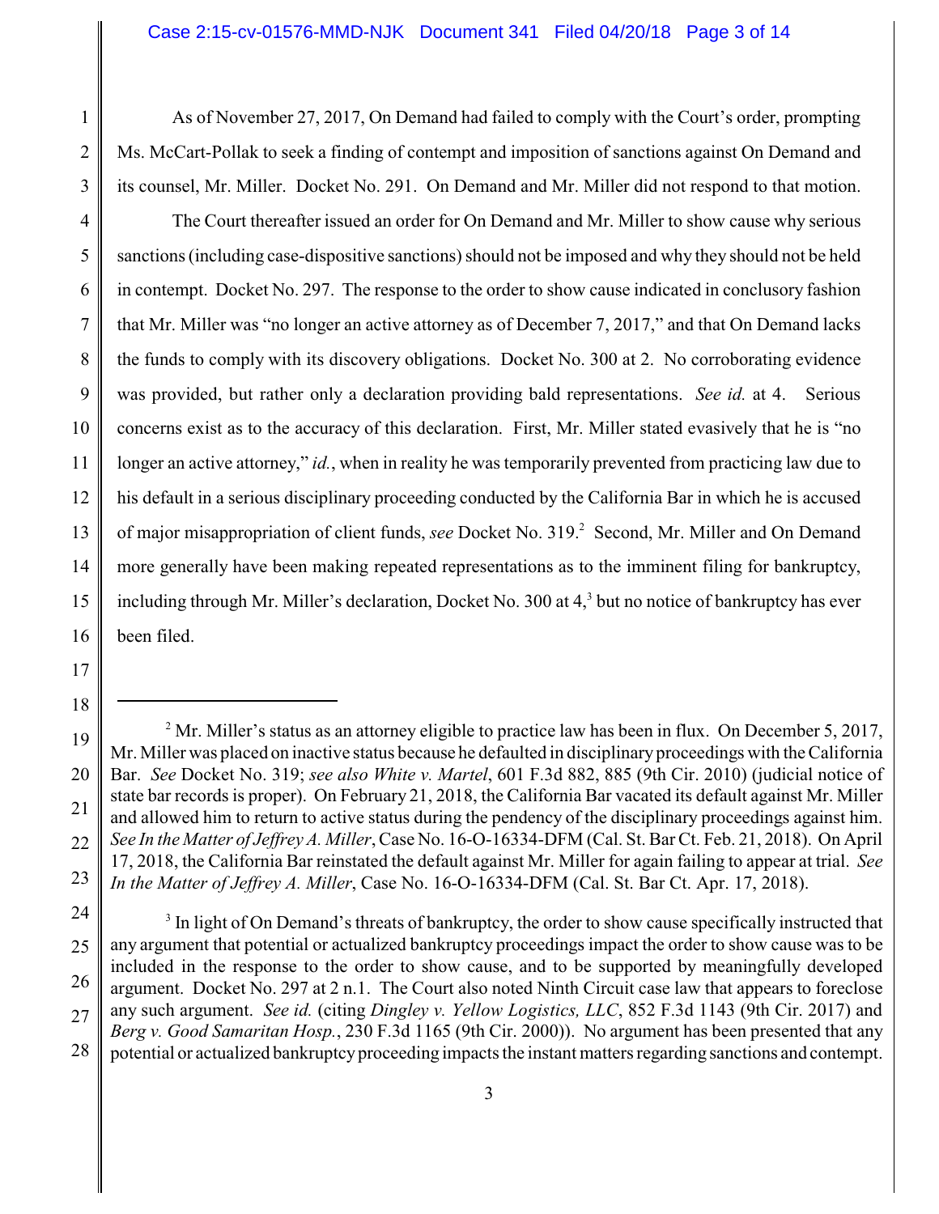As of November 27, 2017, On Demand had failed to comply with the Court's order, prompting Ms. McCart-Pollak to seek a finding of contempt and imposition of sanctions against On Demand and its counsel, Mr. Miller. Docket No. 291. On Demand and Mr. Miller did not respond to that motion.

The Court thereafter issued an order for On Demand and Mr. Miller to show cause why serious sanctions (including case-dispositive sanctions) should not be imposed and why they should not be held in contempt. Docket No. 297. The response to the order to show cause indicated in conclusory fashion that Mr. Miller was "no longer an active attorney as of December 7, 2017," and that On Demand lacks the funds to comply with its discovery obligations. Docket No. 300 at 2. No corroborating evidence was provided, but rather only a declaration providing bald representations. *See id.* at 4. Serious concerns exist as to the accuracy of this declaration. First, Mr. Miller stated evasively that he is "no longer an active attorney," *id.*, when in reality he was temporarily prevented from practicing law due to his default in a serious disciplinary proceeding conducted by the California Bar in which he is accused of major misappropriation of client funds, *see* Docket No. 319.[2] Second, Mr. Miller and On Demand more generally have been making repeated representations as to the imminent filing for bankruptcy, including through Mr. Miller's declaration, Docket No. 300 at 4,[3] but no notice of bankruptcy has ever been filed.

---

[2] Mr. Miller's status as an attorney eligible to practice law has been in flux. On December 5, 2017, Mr. Miller was placed on inactive status because he defaulted in disciplinary proceedings with the California Bar. *See* Docket No. 319; *see also White v. Martel*, 601 F.3d 882, 885 (9th Cir. 2010) (judicial notice of state bar records is proper). On February 21, 2018, the California Bar vacated its default against Mr. Miller and allowed him to return to active status during the pendency of the disciplinary proceedings against him. *See In the Matter of Jeffrey A. Miller*, Case No. 16-O-16334-DFM (Cal. St. Bar Ct. Feb. 21, 2018). On April 17, 2018, the California Bar reinstated the default against Mr. Miller for again failing to appear at trial. *See In the Matter of Jeffrey A. Miller*, Case No. 16-O-16334-DFM (Cal. St. Bar Ct. Apr. 17, 2018).

[3] In light of On Demand's threats of bankruptcy, the order to show cause specifically instructed that any argument that potential or actualized bankruptcy proceedings impact the order to show cause was to be included in the response to the order to show cause, and to be supported by meaningfully developed argument. Docket No. 297 at 2 n.1. The Court also noted Ninth Circuit case law that appears to foreclose any such argument. *See id.* (citing *Dingley v. Yellow Logistics, LLC*, 852 F.3d 1143 (9th Cir. 2017) and *Berg v. Good Samaritan Hosp.*, 230 F.3d 1165 (9th Cir. 2000)). No argument has been presented that any potential or actualized bankruptcy proceeding impacts the instant matters regarding sanctions and contempt.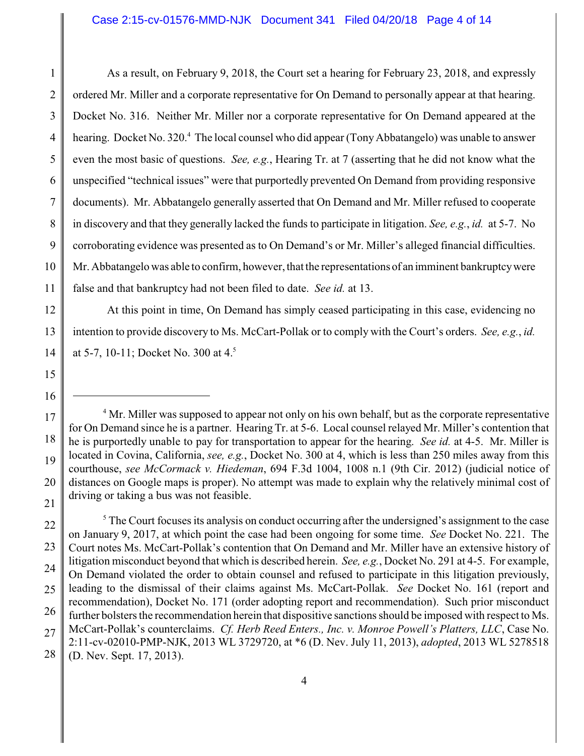As a result, on February 9, 2018, the Court set a hearing for February 23, 2018, and expressly ordered Mr. Miller and a corporate representative for On Demand to personally appear at that hearing. Docket No. 316. Neither Mr. Miller nor a corporate representative for On Demand appeared at the hearing. Docket No. 320.[4] The local counsel who did appear (Tony Abbatangelo) was unable to answer even the most basic of questions. *See, e.g.*, Hearing Tr. at 7 (asserting that he did not know what the unspecified "technical issues" were that purportedly prevented On Demand from providing responsive documents). Mr. Abbatangelo generally asserted that On Demand and Mr. Miller refused to cooperate in discovery and that they generally lacked the funds to participate in litigation. *See, e.g.*, *id.* at 5-7. No corroborating evidence was presented as to On Demand's or Mr. Miller's alleged financial difficulties. Mr. Abbatangelo was able to confirm, however, that the representations of an imminent bankruptcy were false and that bankruptcy had not been filed to date. *See id.* at 13.

At this point in time, On Demand has simply ceased participating in this case, evidencing no intention to provide discovery to Ms. McCart-Pollak or to comply with the Court's orders. *See, e.g.*, *id.* at 5-7, 10-11; Docket No. 300 at 4.[5]

---

[4] Mr. Miller was supposed to appear not only on his own behalf, but as the corporate representative for On Demand since he is a partner. Hearing Tr. at 5-6. Local counsel relayed Mr. Miller's contention that he is purportedly unable to pay for transportation to appear for the hearing. *See id.* at 4-5. Mr. Miller is located in Covina, California, *see, e.g.*, Docket No. 300 at 4, which is less than 250 miles away from this courthouse, *see McCormack v. Hiedeman*, 694 F.3d 1004, 1008 n.1 (9th Cir. 2012) (judicial notice of distances on Google maps is proper). No attempt was made to explain why the relatively minimal cost of driving or taking a bus was not feasible.

[5] The Court focuses its analysis on conduct occurring after the undersigned's assignment to the case on January 9, 2017, at which point the case had been ongoing for some time. *See* Docket No. 221. The Court notes Ms. McCart-Pollak's contention that On Demand and Mr. Miller have an extensive history of litigation misconduct beyond that which is described herein. *See, e.g.*, Docket No. 291 at 4-5. For example, On Demand violated the order to obtain counsel and refused to participate in this litigation previously, leading to the dismissal of their claims against Ms. McCart-Pollak. *See* Docket No. 161 (report and recommendation), Docket No. 171 (order adopting report and recommendation). Such prior misconduct further bolsters the recommendation herein that dispositive sanctions should be imposed with respect to Ms. McCart-Pollak's counterclaims. *Cf. Herb Reed Enters., Inc. v. Monroe Powell's Platters, LLC*, Case No. 2:11-cv-02010-PMP-NJK, 2013 WL 3729720, at *6 (D. Nev. July 11, 2013), *adopted*, 2013 WL 5278518 (D. Nev. Sept. 17, 2013).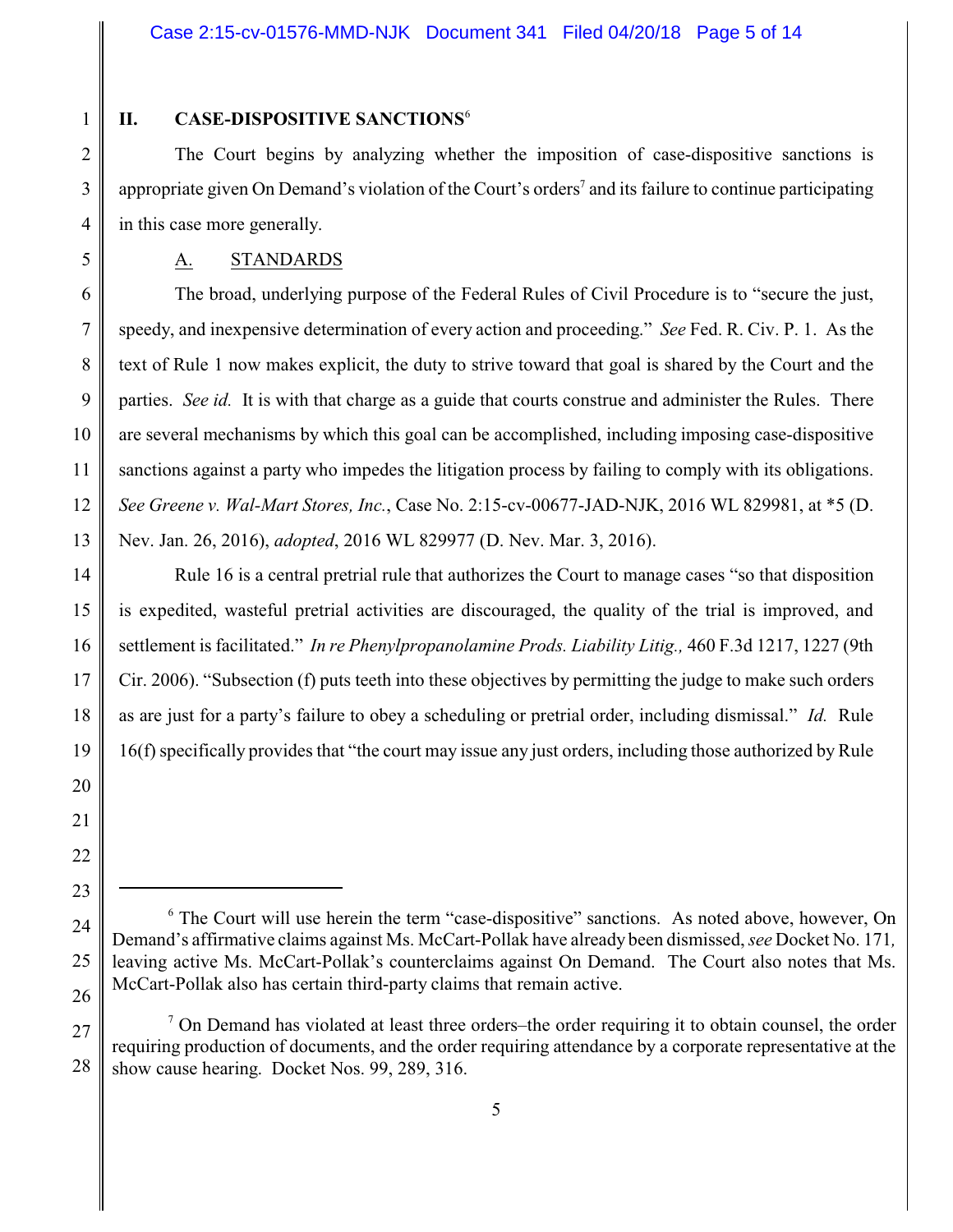## II. CASE-DISPOSITIVE SANCTIONS[6]

The Court begins by analyzing whether the imposition of case-dispositive sanctions is appropriate given On Demand's violation of the Court's orders[7] and its failure to continue participating in this case more generally.

### A. STANDARDS

The broad, underlying purpose of the Federal Rules of Civil Procedure is to "secure the just, speedy, and inexpensive determination of every action and proceeding." *See* Fed. R. Civ. P. 1. As the text of Rule 1 now makes explicit, the duty to strive toward that goal is shared by the Court and the parties. *See id.* It is with that charge as a guide that courts construe and administer the Rules. There are several mechanisms by which this goal can be accomplished, including imposing case-dispositive sanctions against a party who impedes the litigation process by failing to comply with its obligations. *See Greene v. Wal-Mart Stores, Inc.*, Case No. 2:15-cv-00677-JAD-NJK, 2016 WL 829981, at *5 (D. Nev. Jan. 26, 2016), *adopted*, 2016 WL 829977 (D. Nev. Mar. 3, 2016).

Rule 16 is a central pretrial rule that authorizes the Court to manage cases "so that disposition is expedited, wasteful pretrial activities are discouraged, the quality of the trial is improved, and settlement is facilitated." *In re Phenylpropanolamine Prods. Liability Litig.,* 460 F.3d 1217, 1227 (9th Cir. 2006). "Subsection (f) puts teeth into these objectives by permitting the judge to make such orders as are just for a party's failure to obey a scheduling or pretrial order, including dismissal." *Id.* Rule 16(f) specifically provides that "the court may issue any just orders, including those authorized by Rule

---

[6] The Court will use herein the term "case-dispositive" sanctions. As noted above, however, On Demand's affirmative claims against Ms. McCart-Pollak have already been dismissed, *see* Docket No. 171, leaving active Ms. McCart-Pollak's counterclaims against On Demand. The Court also notes that Ms. McCart-Pollak also has certain third-party claims that remain active.

[7] On Demand has violated at least three orders–the order requiring it to obtain counsel, the order requiring production of documents, and the order requiring attendance by a corporate representative at the show cause hearing. Docket Nos. 99, 289, 316.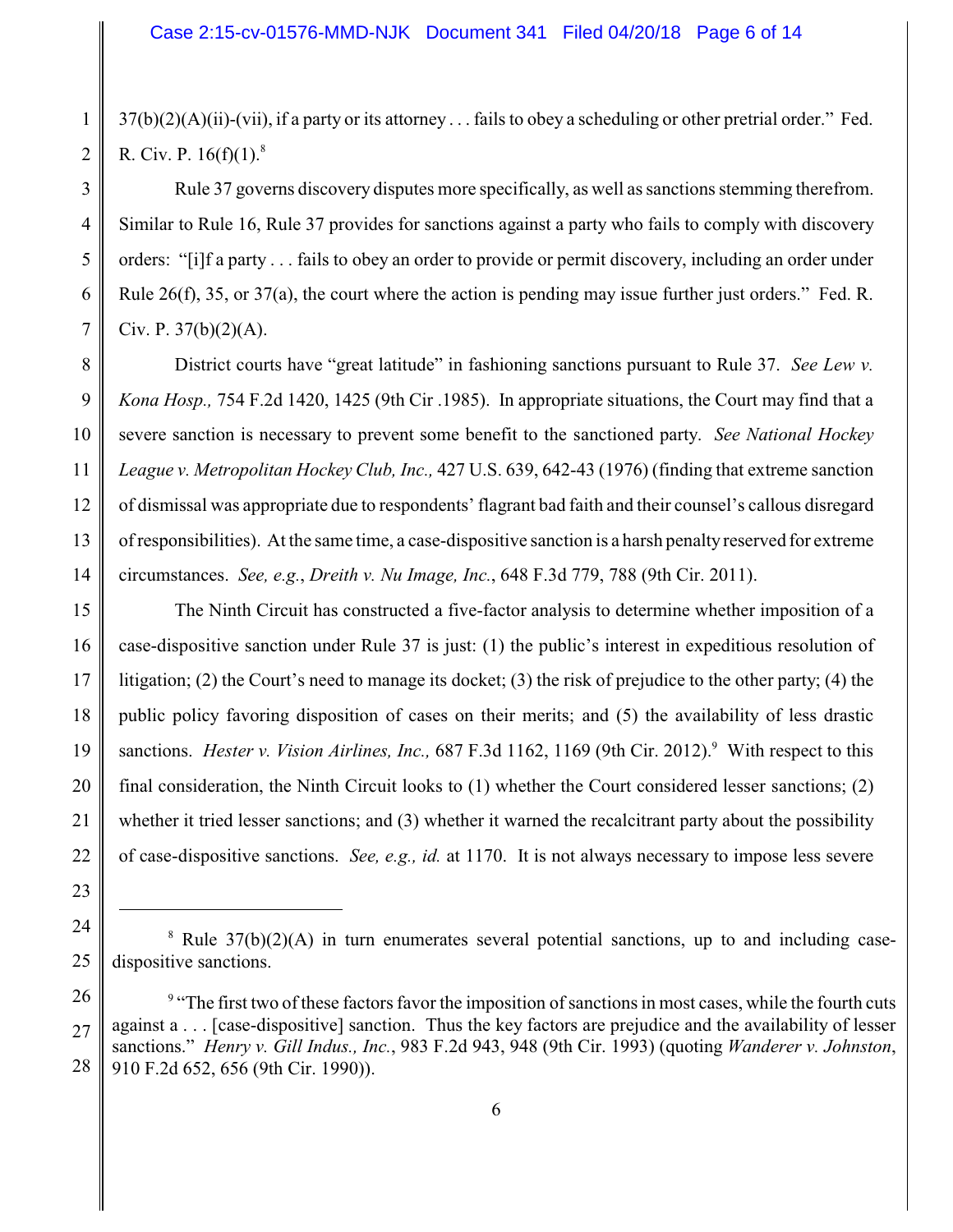37(b)(2)(A)(ii)-(vii), if a party or its attorney . . . fails to obey a scheduling or other pretrial order." Fed. R. Civ. P. 16(f)(1).[8]

Rule 37 governs discovery disputes more specifically, as well as sanctions stemming therefrom. Similar to Rule 16, Rule 37 provides for sanctions against a party who fails to comply with discovery orders: "[i]f a party . . . fails to obey an order to provide or permit discovery, including an order under Rule 26(f), 35, or 37(a), the court where the action is pending may issue further just orders." Fed. R. Civ. P. 37(b)(2)(A).

District courts have "great latitude" in fashioning sanctions pursuant to Rule 37. *See Lew v. Kona Hosp.,* 754 F.2d 1420, 1425 (9th Cir .1985). In appropriate situations, the Court may find that a severe sanction is necessary to prevent some benefit to the sanctioned party. *See National Hockey League v. Metropolitan Hockey Club, Inc.,* 427 U.S. 639, 642-43 (1976) (finding that extreme sanction of dismissal was appropriate due to respondents' flagrant bad faith and their counsel's callous disregard of responsibilities). At the same time, a case-dispositive sanction is a harsh penalty reserved for extreme circumstances. *See, e.g.*, *Dreith v. Nu Image, Inc.*, 648 F.3d 779, 788 (9th Cir. 2011).

The Ninth Circuit has constructed a five-factor analysis to determine whether imposition of a case-dispositive sanction under Rule 37 is just: (1) the public's interest in expeditious resolution of litigation; (2) the Court's need to manage its docket; (3) the risk of prejudice to the other party; (4) the public policy favoring disposition of cases on their merits; and (5) the availability of less drastic sanctions. *Hester v. Vision Airlines, Inc.,* 687 F.3d 1162, 1169 (9th Cir. 2012).[9] With respect to this final consideration, the Ninth Circuit looks to (1) whether the Court considered lesser sanctions; (2) whether it tried lesser sanctions; and (3) whether it warned the recalcitrant party about the possibility of case-dispositive sanctions. *See, e.g., id.* at 1170. It is not always necessary to impose less severe

---

[8] Rule 37(b)(2)(A) in turn enumerates several potential sanctions, up to and including case-dispositive sanctions.

[9] "The first two of these factors favor the imposition of sanctions in most cases, while the fourth cuts against a . . . [case-dispositive] sanction. Thus the key factors are prejudice and the availability of lesser sanctions." *Henry v. Gill Indus., Inc.*, 983 F.2d 943, 948 (9th Cir. 1993) (quoting *Wanderer v. Johnston*, 910 F.2d 652, 656 (9th Cir. 1990)).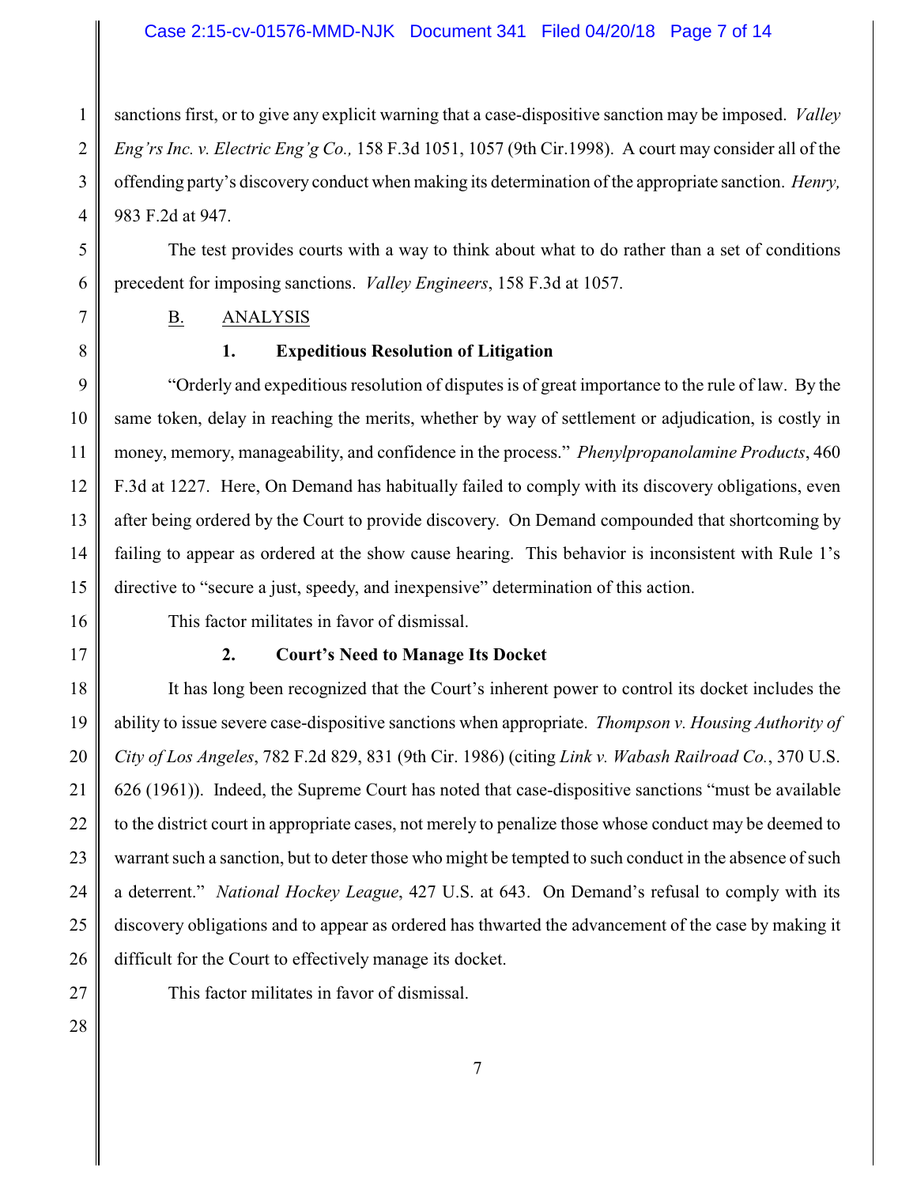sanctions first, or to give any explicit warning that a case-dispositive sanction may be imposed. *Valley Eng'rs Inc. v. Electric Eng'g Co.,* 158 F.3d 1051, 1057 (9th Cir.1998). A court may consider all of the offending party's discovery conduct when making its determination of the appropriate sanction. *Henry,* 983 F.2d at 947.

The test provides courts with a way to think about what to do rather than a set of conditions precedent for imposing sanctions. *Valley Engineers*, 158 F.3d at 1057.

### B. ANALYSIS

#### 1. Expeditious Resolution of Litigation

"Orderly and expeditious resolution of disputes is of great importance to the rule of law. By the same token, delay in reaching the merits, whether by way of settlement or adjudication, is costly in money, memory, manageability, and confidence in the process." *Phenylpropanolamine Products*, 460 F.3d at 1227. Here, On Demand has habitually failed to comply with its discovery obligations, even after being ordered by the Court to provide discovery. On Demand compounded that shortcoming by failing to appear as ordered at the show cause hearing. This behavior is inconsistent with Rule 1's directive to "secure a just, speedy, and inexpensive" determination of this action.

This factor militates in favor of dismissal.

#### 2. Court's Need to Manage Its Docket

It has long been recognized that the Court's inherent power to control its docket includes the ability to issue severe case-dispositive sanctions when appropriate. *Thompson v. Housing Authority of City of Los Angeles*, 782 F.2d 829, 831 (9th Cir. 1986) (citing *Link v. Wabash Railroad Co.*, 370 U.S. 626 (1961)). Indeed, the Supreme Court has noted that case-dispositive sanctions "must be available to the district court in appropriate cases, not merely to penalize those whose conduct may be deemed to warrant such a sanction, but to deter those who might be tempted to such conduct in the absence of such a deterrent." *National Hockey League*, 427 U.S. at 643. On Demand's refusal to comply with its discovery obligations and to appear as ordered has thwarted the advancement of the case by making it difficult for the Court to effectively manage its docket.

This factor militates in favor of dismissal.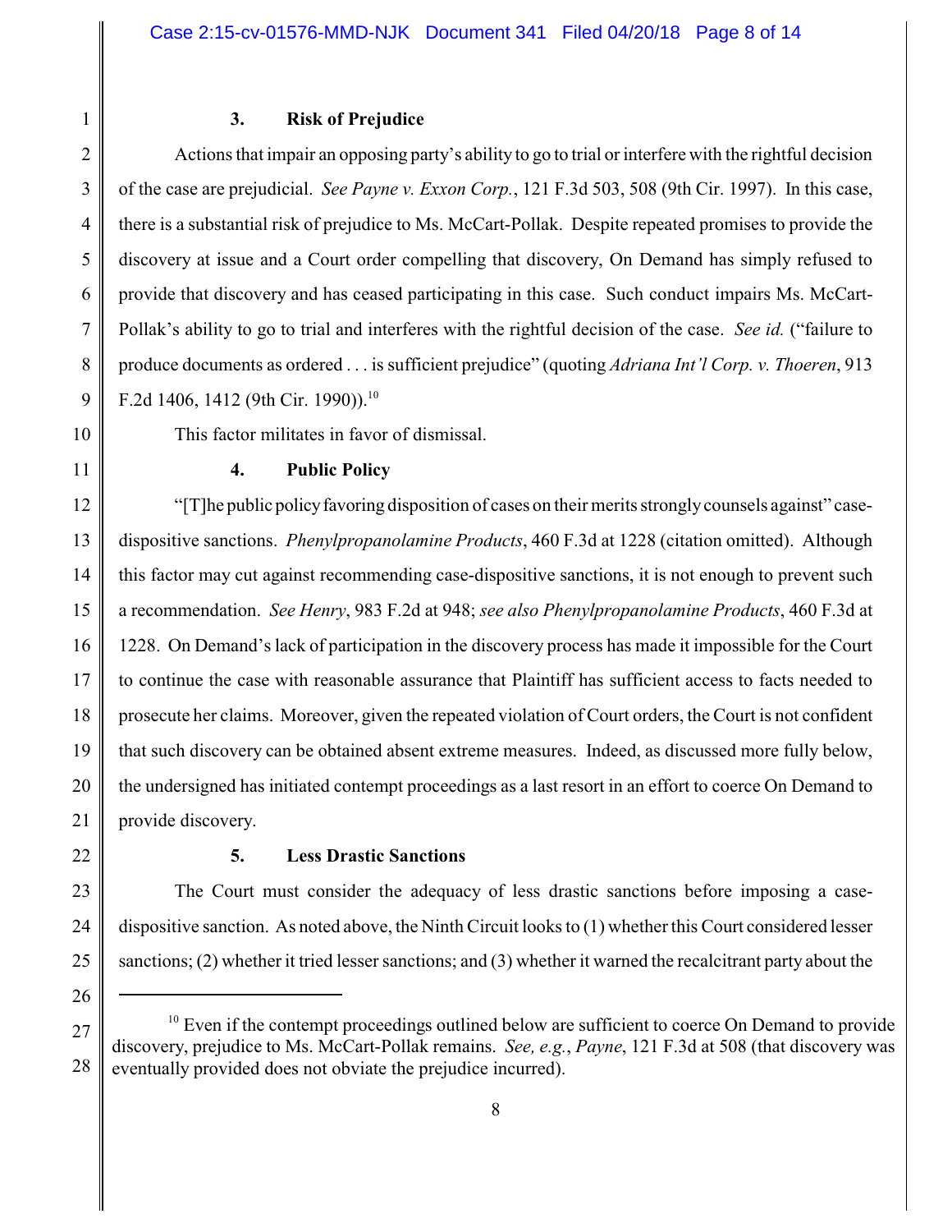### 3. Risk of Prejudice

Actions that impair an opposing party's ability to go to trial or interfere with the rightful decision of the case are prejudicial. *See Payne v. Exxon Corp.*, 121 F.3d 503, 508 (9th Cir. 1997). In this case, there is a substantial risk of prejudice to Ms. McCart-Pollak. Despite repeated promises to provide the discovery at issue and a Court order compelling that discovery, On Demand has simply refused to provide that discovery and has ceased participating in this case. Such conduct impairs Ms. McCart-Pollak's ability to go to trial and interferes with the rightful decision of the case. *See id.* ("failure to produce documents as ordered . . . is sufficient prejudice" (quoting *Adriana Int'l Corp. v. Thoeren*, 913 F.2d 1406, 1412 (9th Cir. 1990)).[10]

This factor militates in favor of dismissal.

### 4. Public Policy

"[T]he public policy favoring disposition of cases on their merits strongly counsels against" case-dispositive sanctions. *Phenylpropanolamine Products*, 460 F.3d at 1228 (citation omitted). Although this factor may cut against recommending case-dispositive sanctions, it is not enough to prevent such a recommendation. *See Henry*, 983 F.2d at 948; *see also Phenylpropanolamine Products*, 460 F.3d at 1228. On Demand's lack of participation in the discovery process has made it impossible for the Court to continue the case with reasonable assurance that Plaintiff has sufficient access to facts needed to prosecute her claims. Moreover, given the repeated violation of Court orders, the Court is not confident that such discovery can be obtained absent extreme measures. Indeed, as discussed more fully below, the undersigned has initiated contempt proceedings as a last resort in an effort to coerce On Demand to provide discovery.

### 5. Less Drastic Sanctions

The Court must consider the adequacy of less drastic sanctions before imposing a case-dispositive sanction. As noted above, the Ninth Circuit looks to (1) whether this Court considered lesser sanctions; (2) whether it tried lesser sanctions; and (3) whether it warned the recalcitrant party about the

---

[10] Even if the contempt proceedings outlined below are sufficient to coerce On Demand to provide discovery, prejudice to Ms. McCart-Pollak remains. *See, e.g.*, *Payne*, 121 F.3d at 508 (that discovery was eventually provided does not obviate the prejudice incurred).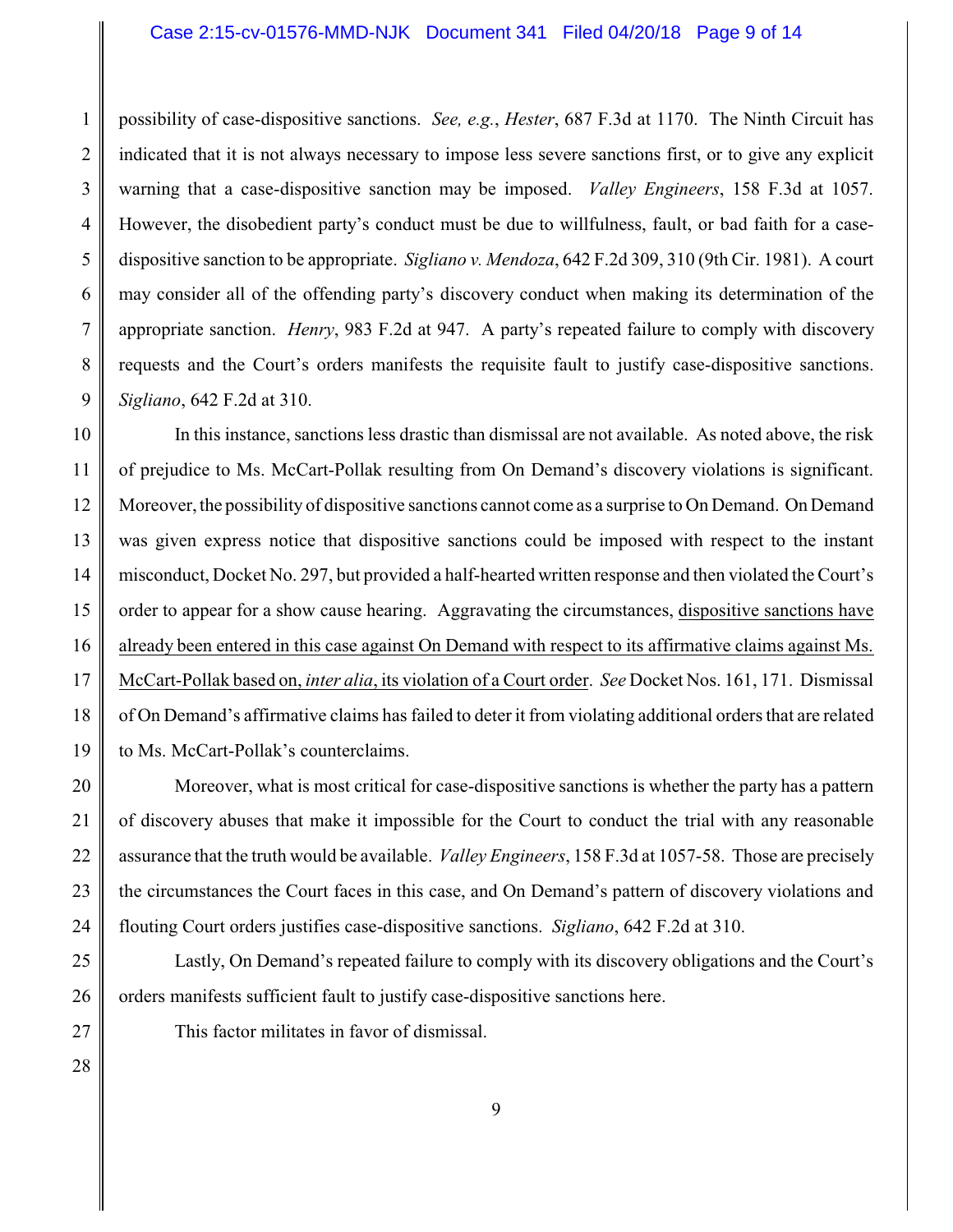possibility of case-dispositive sanctions. *See, e.g.*, *Hester*, 687 F.3d at 1170. The Ninth Circuit has indicated that it is not always necessary to impose less severe sanctions first, or to give any explicit warning that a case-dispositive sanction may be imposed. *Valley Engineers*, 158 F.3d at 1057. However, the disobedient party's conduct must be due to willfulness, fault, or bad faith for a case-dispositive sanction to be appropriate. *Sigliano v. Mendoza*, 642 F.2d 309, 310 (9th Cir. 1981). A court may consider all of the offending party's discovery conduct when making its determination of the appropriate sanction. *Henry*, 983 F.2d at 947. A party's repeated failure to comply with discovery requests and the Court's orders manifests the requisite fault to justify case-dispositive sanctions. *Sigliano*, 642 F.2d at 310.

In this instance, sanctions less drastic than dismissal are not available. As noted above, the risk of prejudice to Ms. McCart-Pollak resulting from On Demand's discovery violations is significant. Moreover, the possibility of dispositive sanctions cannot come as a surprise to On Demand. On Demand was given express notice that dispositive sanctions could be imposed with respect to the instant misconduct, Docket No. 297, but provided a half-hearted written response and then violated the Court's order to appear for a show cause hearing. Aggravating the circumstances, <u>dispositive sanctions have already been entered in this case against On Demand with respect to its affirmative claims against Ms. McCart-Pollak based on, *inter alia*, its violation of a Court order</u>. *See* Docket Nos. 161, 171. Dismissal of On Demand's affirmative claims has failed to deter it from violating additional orders that are related to Ms. McCart-Pollak's counterclaims.

Moreover, what is most critical for case-dispositive sanctions is whether the party has a pattern of discovery abuses that make it impossible for the Court to conduct the trial with any reasonable assurance that the truth would be available. *Valley Engineers*, 158 F.3d at 1057-58. Those are precisely the circumstances the Court faces in this case, and On Demand's pattern of discovery violations and flouting Court orders justifies case-dispositive sanctions. *Sigliano*, 642 F.2d at 310.

Lastly, On Demand's repeated failure to comply with its discovery obligations and the Court's orders manifests sufficient fault to justify case-dispositive sanctions here.

This factor militates in favor of dismissal.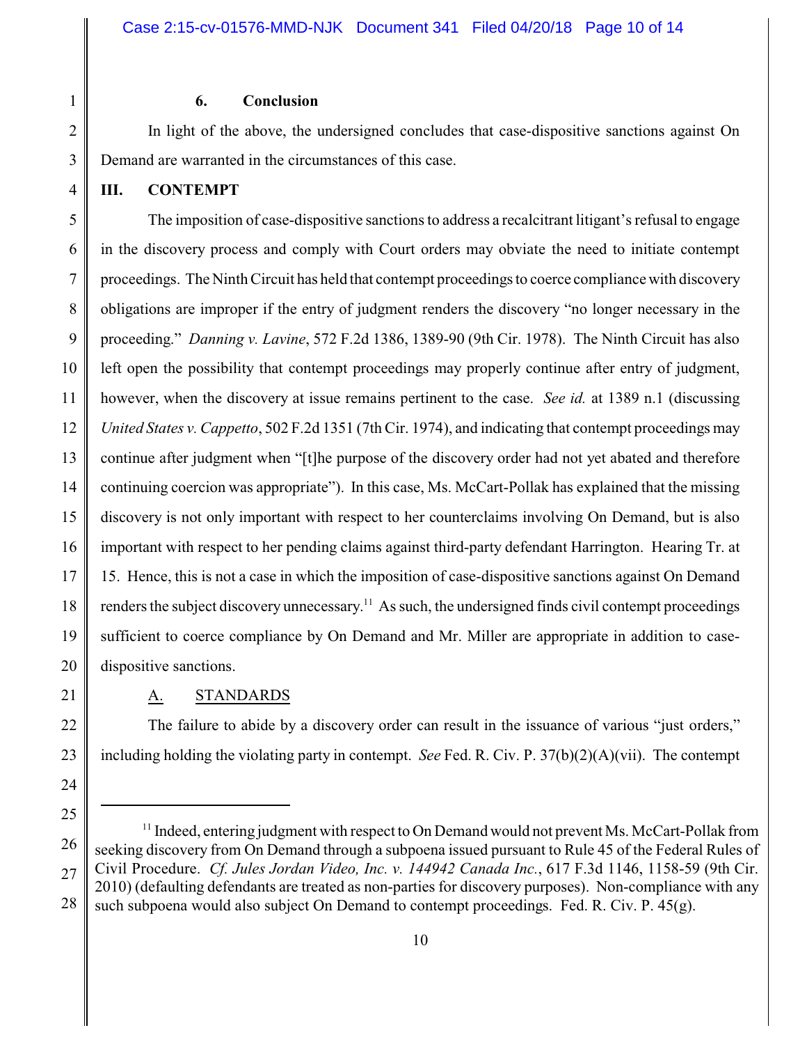### 6. Conclusion

In light of the above, the undersigned concludes that case-dispositive sanctions against On Demand are warranted in the circumstances of this case.

## III. CONTEMPT

The imposition of case-dispositive sanctions to address a recalcitrant litigant's refusal to engage in the discovery process and comply with Court orders may obviate the need to initiate contempt proceedings. The Ninth Circuit has held that contempt proceedings to coerce compliance with discovery obligations are improper if the entry of judgment renders the discovery "no longer necessary in the proceeding." *Danning v. Lavine*, 572 F.2d 1386, 1389-90 (9th Cir. 1978). The Ninth Circuit has also left open the possibility that contempt proceedings may properly continue after entry of judgment, however, when the discovery at issue remains pertinent to the case. *See id.* at 1389 n.1 (discussing *United States v. Cappetto*, 502 F.2d 1351 (7th Cir. 1974), and indicating that contempt proceedings may continue after judgment when "[t]he purpose of the discovery order had not yet abated and therefore continuing coercion was appropriate"). In this case, Ms. McCart-Pollak has explained that the missing discovery is not only important with respect to her counterclaims involving On Demand, but is also important with respect to her pending claims against third-party defendant Harrington. Hearing Tr. at 15. Hence, this is not a case in which the imposition of case-dispositive sanctions against On Demand renders the subject discovery unnecessary.[11] As such, the undersigned finds civil contempt proceedings sufficient to coerce compliance by On Demand and Mr. Miller are appropriate in addition to case-dispositive sanctions.

### A. STANDARDS

The failure to abide by a discovery order can result in the issuance of various "just orders," including holding the violating party in contempt. *See* Fed. R. Civ. P. 37(b)(2)(A)(vii). The contempt

---

[11] Indeed, entering judgment with respect to On Demand would not prevent Ms. McCart-Pollak from seeking discovery from On Demand through a subpoena issued pursuant to Rule 45 of the Federal Rules of Civil Procedure. *Cf. Jules Jordan Video, Inc. v. 144942 Canada Inc.*, 617 F.3d 1146, 1158-59 (9th Cir. 2010) (defaulting defendants are treated as non-parties for discovery purposes). Non-compliance with any such subpoena would also subject On Demand to contempt proceedings. Fed. R. Civ. P. 45(g).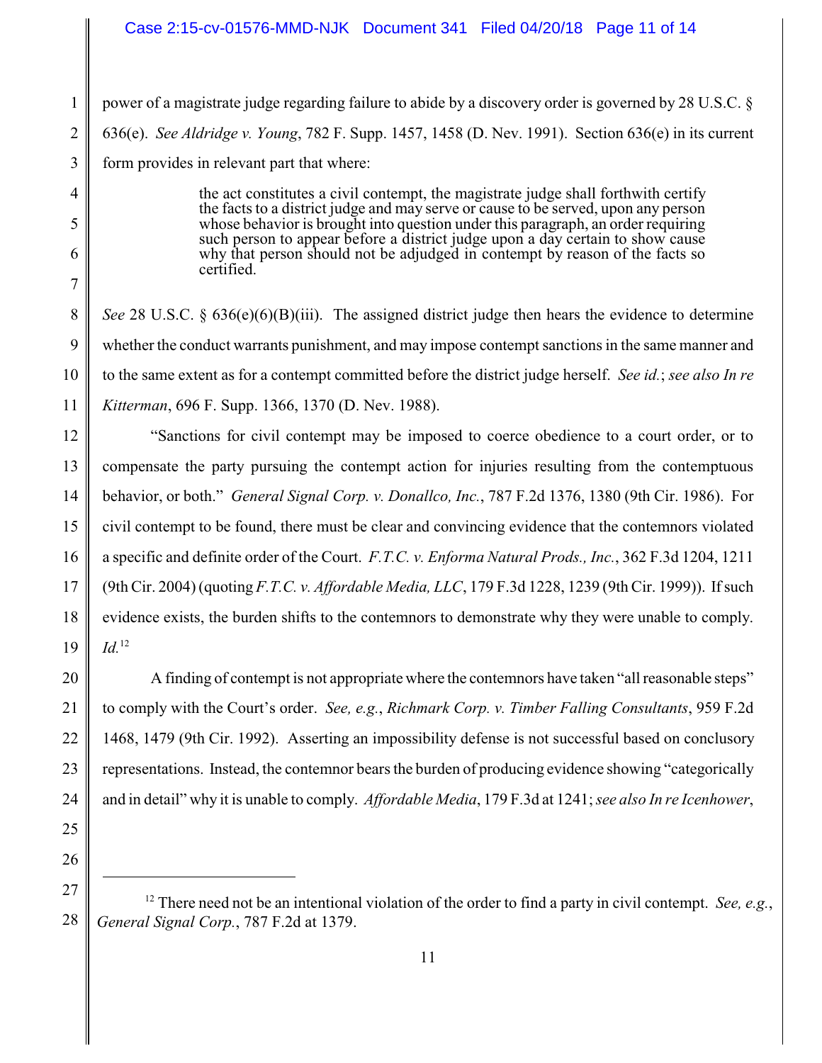power of a magistrate judge regarding failure to abide by a discovery order is governed by 28 U.S.C. § 636(e). *See Aldridge v. Young*, 782 F. Supp. 1457, 1458 (D. Nev. 1991). Section 636(e) in its current form provides in relevant part that where:

> the act constitutes a civil contempt, the magistrate judge shall forthwith certify the facts to a district judge and may serve or cause to be served, upon any person whose behavior is brought into question under this paragraph, an order requiring such person to appear before a district judge upon a day certain to show cause why that person should not be adjudged in contempt by reason of the facts so certified.

*See* 28 U.S.C. § 636(e)(6)(B)(iii). The assigned district judge then hears the evidence to determine whether the conduct warrants punishment, and may impose contempt sanctions in the same manner and to the same extent as for a contempt committed before the district judge herself. *See id.*; *see also In re Kitterman*, 696 F. Supp. 1366, 1370 (D. Nev. 1988).

"Sanctions for civil contempt may be imposed to coerce obedience to a court order, or to compensate the party pursuing the contempt action for injuries resulting from the contemptuous behavior, or both." *General Signal Corp. v. Donallco, Inc.*, 787 F.2d 1376, 1380 (9th Cir. 1986). For civil contempt to be found, there must be clear and convincing evidence that the contemnors violated a specific and definite order of the Court. *F.T.C. v. Enforma Natural Prods., Inc.*, 362 F.3d 1204, 1211 (9th Cir. 2004) (quoting *F.T.C. v. Affordable Media, LLC*, 179 F.3d 1228, 1239 (9th Cir. 1999)). If such evidence exists, the burden shifts to the contemnors to demonstrate why they were unable to comply. *Id.*[12]

A finding of contempt is not appropriate where the contemnors have taken "all reasonable steps" to comply with the Court's order. *See, e.g.*, *Richmark Corp. v. Timber Falling Consultants*, 959 F.2d 1468, 1479 (9th Cir. 1992). Asserting an impossibility defense is not successful based on conclusory representations. Instead, the contemnor bears the burden of producing evidence showing "categorically and in detail" why it is unable to comply. *Affordable Media*, 179 F.3d at 1241; *see also In re Icenhower*,

---

[12] There need not be an intentional violation of the order to find a party in civil contempt. *See, e.g.*, *General Signal Corp.*, 787 F.2d at 1379.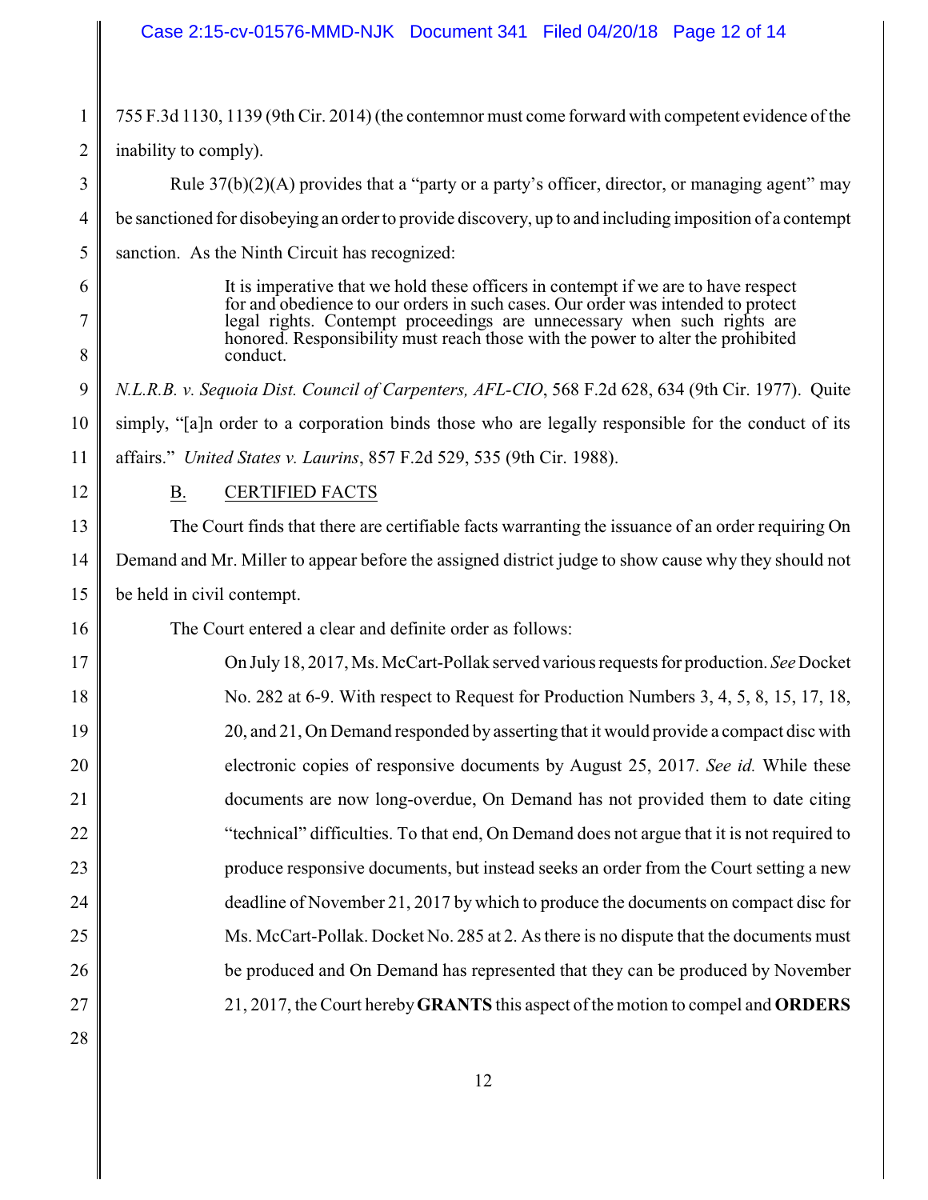755 F.3d 1130, 1139 (9th Cir. 2014) (the contemnor must come forward with competent evidence of the inability to comply).

Rule 37(b)(2)(A) provides that a "party or a party's officer, director, or managing agent" may be sanctioned for disobeying an order to provide discovery, up to and including imposition of a contempt sanction. As the Ninth Circuit has recognized:

> It is imperative that we hold these officers in contempt if we are to have respect for and obedience to our orders in such cases. Our order was intended to protect legal rights. Contempt proceedings are unnecessary when such rights are honored. Responsibility must reach those with the power to alter the prohibited conduct.

*N.L.R.B. v. Sequoia Dist. Council of Carpenters, AFL-CIO*, 568 F.2d 628, 634 (9th Cir. 1977). Quite simply, "[a]n order to a corporation binds those who are legally responsible for the conduct of its affairs." *United States v. Laurins*, 857 F.2d 529, 535 (9th Cir. 1988).

B. CERTIFIED FACTS

The Court finds that there are certifiable facts warranting the issuance of an order requiring On Demand and Mr. Miller to appear before the assigned district judge to show cause why they should not be held in civil contempt.

The Court entered a clear and definite order as follows:

> On July 18, 2017, Ms. McCart-Pollak served various requests for production. *See* Docket No. 282 at 6-9. With respect to Request for Production Numbers 3, 4, 5, 8, 15, 17, 18, 20, and 21, On Demand responded by asserting that it would provide a compact disc with electronic copies of responsive documents by August 25, 2017. *See id.* While these documents are now long-overdue, On Demand has not provided them to date citing "technical" difficulties. To that end, On Demand does not argue that it is not required to produce responsive documents, but instead seeks an order from the Court setting a new deadline of November 21, 2017 by which to produce the documents on compact disc for Ms. McCart-Pollak. Docket No. 285 at 2. As there is no dispute that the documents must be produced and On Demand has represented that they can be produced by November 21, 2017, the Court hereby **GRANTS** this aspect of the motion to compel and **ORDERS**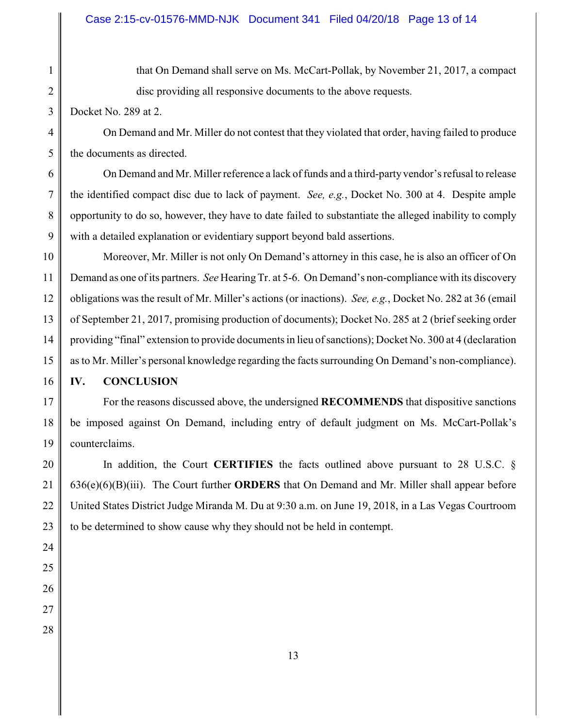that On Demand shall serve on Ms. McCart-Pollak, by November 21, 2017, a compact disc providing all responsive documents to the above requests.

Docket No. 289 at 2.

On Demand and Mr. Miller do not contest that they violated that order, having failed to produce the documents as directed.

On Demand and Mr. Miller reference a lack of funds and a third-party vendor's refusal to release the identified compact disc due to lack of payment. *See, e.g.*, Docket No. 300 at 4. Despite ample opportunity to do so, however, they have to date failed to substantiate the alleged inability to comply with a detailed explanation or evidentiary support beyond bald assertions.

Moreover, Mr. Miller is not only On Demand's attorney in this case, he is also an officer of On Demand as one of its partners. *See* Hearing Tr. at 5-6. On Demand's non-compliance with its discovery obligations was the result of Mr. Miller's actions (or inactions). *See, e.g.*, Docket No. 282 at 36 (email of September 21, 2017, promising production of documents); Docket No. 285 at 2 (brief seeking order providing "final" extension to provide documents in lieu of sanctions); Docket No. 300 at 4 (declaration as to Mr. Miller's personal knowledge regarding the facts surrounding On Demand's non-compliance).

## IV. CONCLUSION

For the reasons discussed above, the undersigned **RECOMMENDS** that dispositive sanctions be imposed against On Demand, including entry of default judgment on Ms. McCart-Pollak's counterclaims.

In addition, the Court **CERTIFIES** the facts outlined above pursuant to 28 U.S.C. § 636(e)(6)(B)(iii). The Court further **ORDERS** that On Demand and Mr. Miller shall appear before United States District Judge Miranda M. Du at 9:30 a.m. on June 19, 2018, in a Las Vegas Courtroom to be determined to show cause why they should not be held in contempt.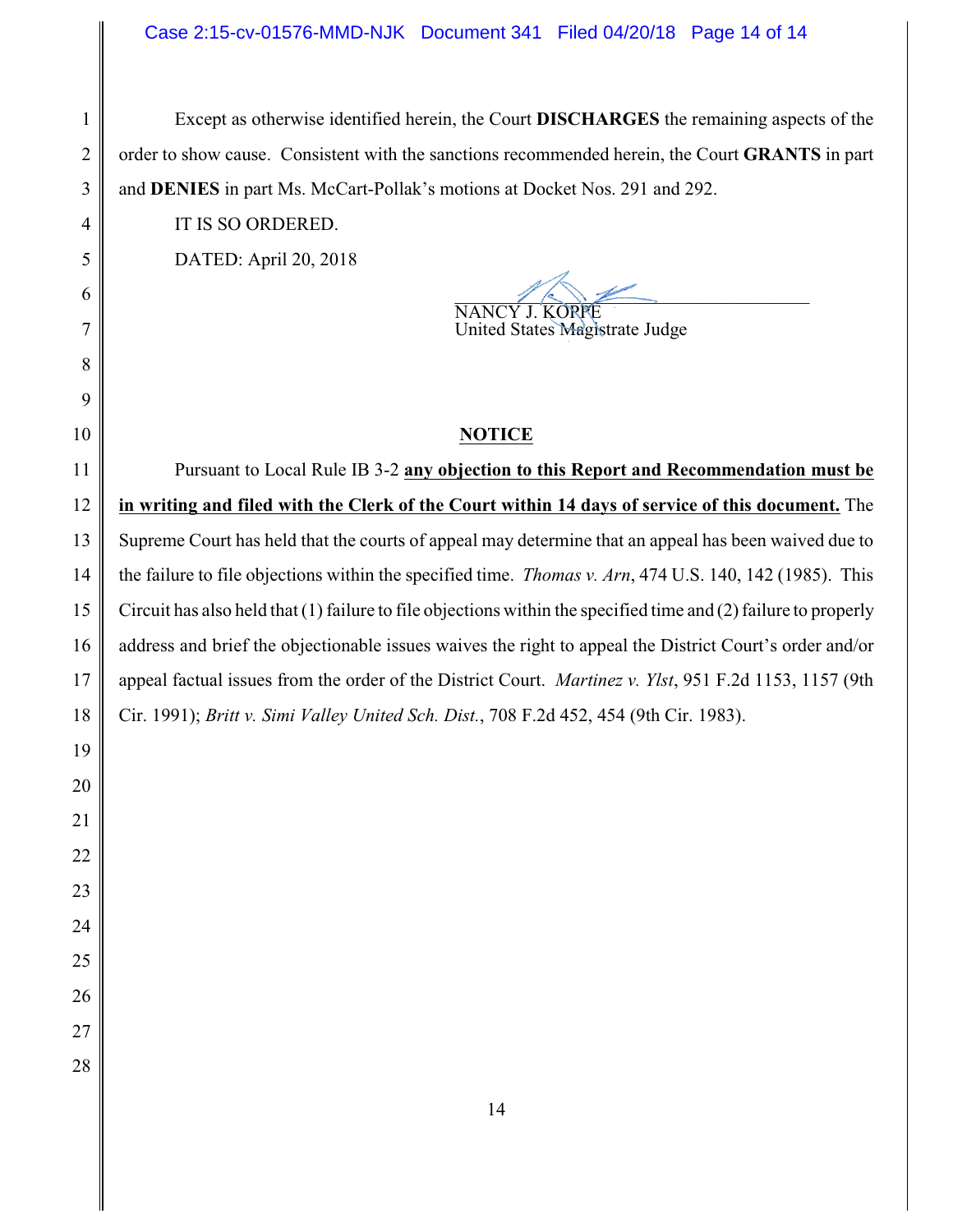Except as otherwise identified herein, the Court **DISCHARGES** the remaining aspects of the order to show cause. Consistent with the sanctions recommended herein, the Court **GRANTS** in part and **DENIES** in part Ms. McCart-Pollak's motions at Docket Nos. 291 and 292.

IT IS SO ORDERED.

DATED: April 20, 2018

NANCY J. KOPPE
United States Magistrate Judge

**NOTICE**

Pursuant to Local Rule IB 3-2 **any objection to this Report and Recommendation must be in writing and filed with the Clerk of the Court within 14 days of service of this document.** The Supreme Court has held that the courts of appeal may determine that an appeal has been waived due to the failure to file objections within the specified time. *Thomas v. Arn*, 474 U.S. 140, 142 (1985). This Circuit has also held that (1) failure to file objections within the specified time and (2) failure to properly address and brief the objectionable issues waives the right to appeal the District Court's order and/or appeal factual issues from the order of the District Court. *Martinez v. Ylst*, 951 F.2d 1153, 1157 (9th Cir. 1991); *Britt v. Simi Valley United Sch. Dist.*, 708 F.2d 452, 454 (9th Cir. 1983).